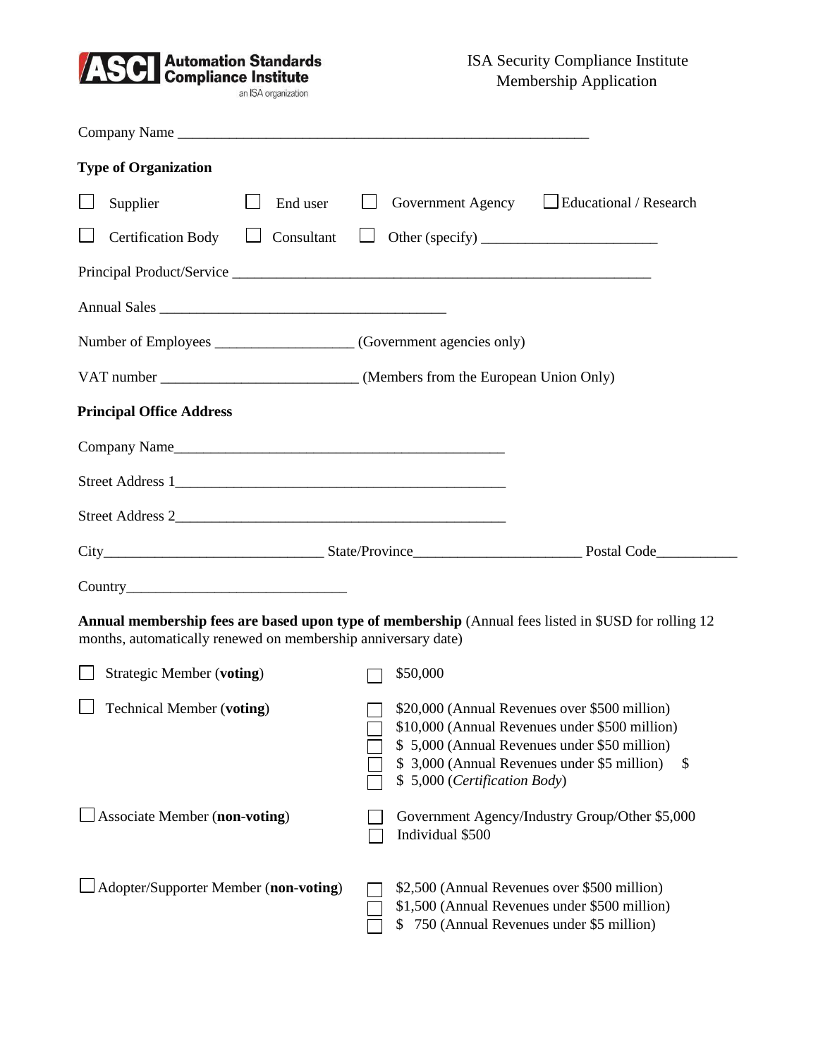**ASCI Automation Standards Compliance Institute** an ISA organization

ISA Security Compliance Institute
Membership Application

Company Name ___________________________________________________________

**Type of Organization**

☐ Supplier ☐ End user ☐ Government Agency ☐ Educational / Research

☐ Certification Body ☐ Consultant ☐ Other (specify) ________________________

Principal Product/Service ____________________________________________________________

Annual Sales _________________________________________

Number of Employees ___________________ (Government agencies only)

VAT number ___________________________ (Members from the European Union Only)

**Principal Office Address**

Company Name______________________________________________

Street Address 1______________________________________________

Street Address 2______________________________________________

City______________________________ State/Province_______________________ Postal Code___________

Country______________________________

**Annual membership fees are based upon type of membership** (Annual fees listed in $USD for rolling 12 months, automatically renewed on membership anniversary date)

☐ Strategic Member (**voting**)

- ☐ $50,000

☐ Technical Member (**voting**)

- ☐ $20,000 (Annual Revenues over $500 million)
- ☐ $10,000 (Annual Revenues under $500 million)
- ☐ $ 5,000 (Annual Revenues under $50 million)
- ☐ $ 3,000 (Annual Revenues under $5 million) $
- ☐ $ 5,000 (*Certification Body*)

☐ Associate Member (**non-voting**)

- ☐ Government Agency/Industry Group/Other $5,000
- ☐ Individual $500

☐ Adopter/Supporter Member (**non-voting**)

- ☐ $2,500 (Annual Revenues over $500 million)
- ☐ $1,500 (Annual Revenues under $500 million)
- ☐ $ 750 (Annual Revenues under $5 million)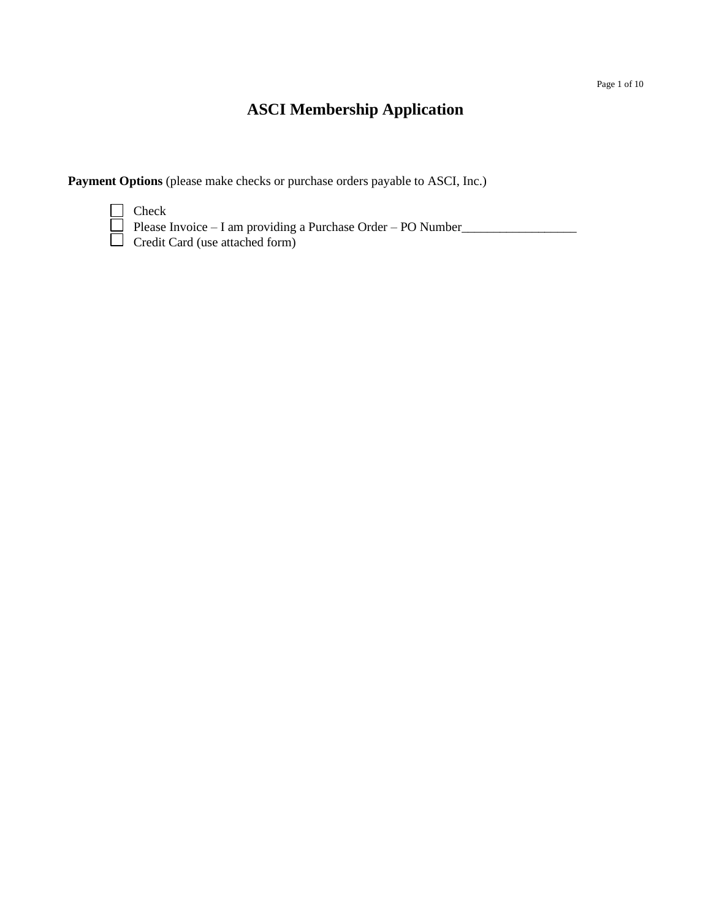# ASCI Membership Application

**Payment Options** (please make checks or purchase orders payable to ASCI, Inc.)

- ☐ Check
- ☐ Please Invoice – I am providing a Purchase Order – PO Number__________________
- ☐ Credit Card (use attached form)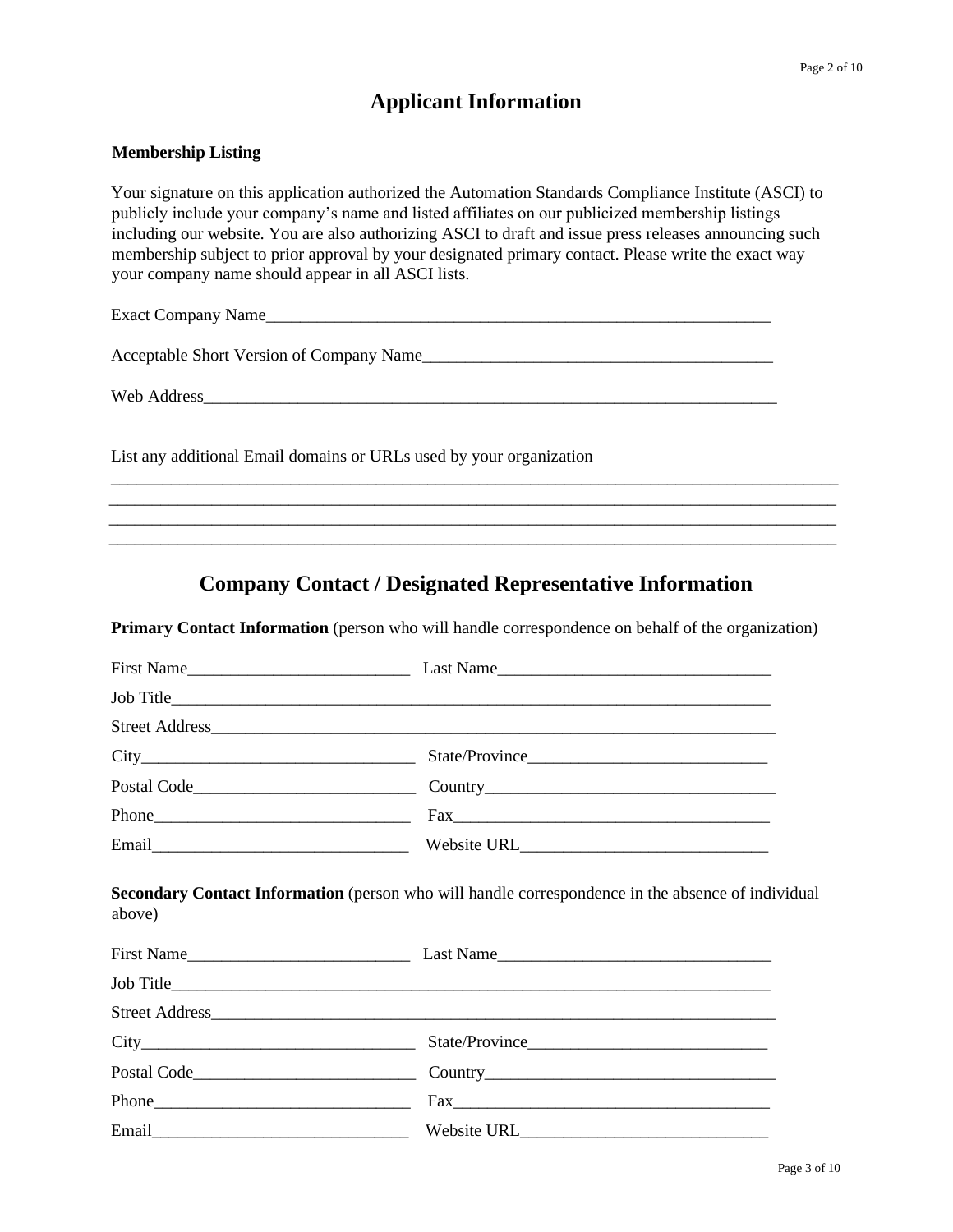# Applicant Information

**Membership Listing**

Your signature on this application authorized the Automation Standards Compliance Institute (ASCI) to publicly include your company's name and listed affiliates on our publicized membership listings including our website. You are also authorizing ASCI to draft and issue press releases announcing such membership subject to prior approval by your designated primary contact. Please write the exact way your company name should appear in all ASCI lists.

Exact Company Name______________________________________________________________

Acceptable Short Version of Company Name________________________________________

Web Address_____________________________________________________________________

List any additional Email domains or URLs used by your organization

_____________________________________________________________________________________
_____________________________________________________________________________________
_____________________________________________________________________________________
_____________________________________________________________________________________

# Company Contact / Designated Representative Information

**Primary Contact Information** (person who will handle correspondence on behalf of the organization)

First Name__________________________ Last Name________________________________

Job Title_________________________________________________________________________

Street Address____________________________________________________________________

City________________________________ State/Province___________________________

Postal Code_________________________ Country_________________________________

Phone______________________________ Fax_____________________________________

Email______________________________ Website URL_____________________________

**Secondary Contact Information** (person who will handle correspondence in the absence of individual above)

First Name__________________________ Last Name________________________________

Job Title_________________________________________________________________________

Street Address____________________________________________________________________

City________________________________ State/Province___________________________

Postal Code_________________________ Country_________________________________

Phone______________________________ Fax_____________________________________

Email______________________________ Website URL_____________________________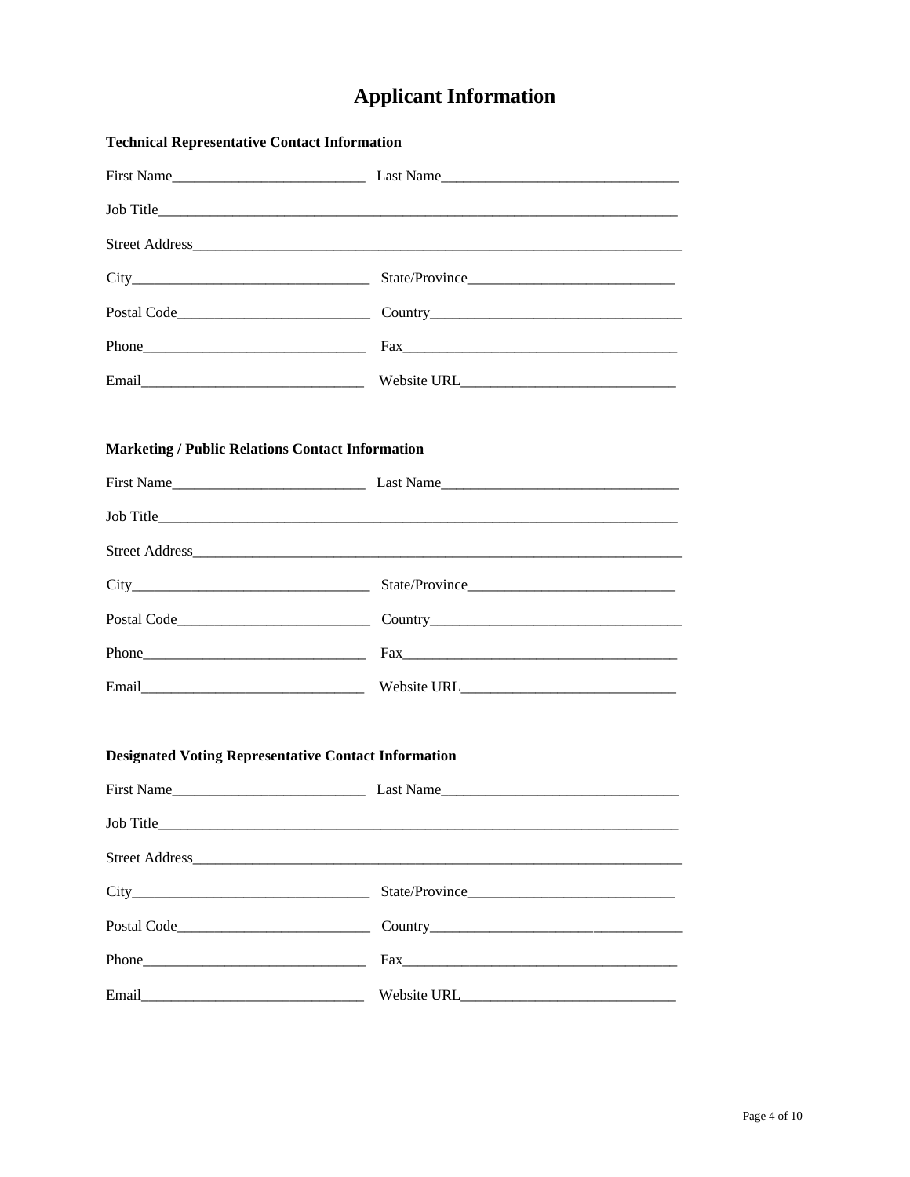# Applicant Information

**Technical Representative Contact Information**

First Name__________________________ Last Name________________________________

Job Title___________________________________________________________________________

Street Address______________________________________________________________________

City________________________________ State/Province____________________________

Postal Code__________________________ Country___________________________________

Phone______________________________ Fax_____________________________________

Email______________________________ Website URL_____________________________

**Marketing / Public Relations Contact Information**

First Name__________________________ Last Name________________________________

Job Title___________________________________________________________________________

Street Address______________________________________________________________________

City________________________________ State/Province____________________________

Postal Code__________________________ Country___________________________________

Phone______________________________ Fax_____________________________________

Email______________________________ Website URL_____________________________

**Designated Voting Representative Contact Information**

First Name__________________________ Last Name________________________________

Job Title___________________________________________________________________________

Street Address______________________________________________________________________

City________________________________ State/Province____________________________

Postal Code__________________________ Country___________________________________

Phone______________________________ Fax_____________________________________

Email______________________________ Website URL_____________________________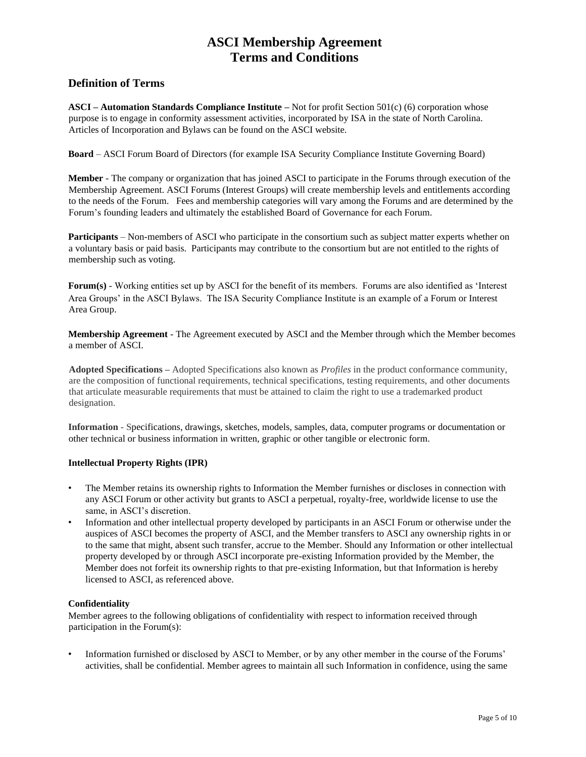# ASCI Membership Agreement
# Terms and Conditions

## Definition of Terms

**ASCI – Automation Standards Compliance Institute –** Not for profit Section 501(c) (6) corporation whose purpose is to engage in conformity assessment activities, incorporated by ISA in the state of North Carolina. Articles of Incorporation and Bylaws can be found on the ASCI website.

**Board** – ASCI Forum Board of Directors (for example ISA Security Compliance Institute Governing Board)

**Member** - The company or organization that has joined ASCI to participate in the Forums through execution of the Membership Agreement. ASCI Forums (Interest Groups) will create membership levels and entitlements according to the needs of the Forum. Fees and membership categories will vary among the Forums and are determined by the Forum's founding leaders and ultimately the established Board of Governance for each Forum.

**Participants** – Non-members of ASCI who participate in the consortium such as subject matter experts whether on a voluntary basis or paid basis. Participants may contribute to the consortium but are not entitled to the rights of membership such as voting.

**Forum(s)** - Working entities set up by ASCI for the benefit of its members. Forums are also identified as 'Interest Area Groups' in the ASCI Bylaws. The ISA Security Compliance Institute is an example of a Forum or Interest Area Group.

**Membership Agreement** - The Agreement executed by ASCI and the Member through which the Member becomes a member of ASCI.

**Adopted Specifications –** Adopted Specifications also known as *Profiles* in the product conformance community, are the composition of functional requirements, technical specifications, testing requirements, and other documents that articulate measurable requirements that must be attained to claim the right to use a trademarked product designation.

**Information** - Specifications, drawings, sketches, models, samples, data, computer programs or documentation or other technical or business information in written, graphic or other tangible or electronic form.

**Intellectual Property Rights (IPR)**

- The Member retains its ownership rights to Information the Member furnishes or discloses in connection with any ASCI Forum or other activity but grants to ASCI a perpetual, royalty-free, worldwide license to use the same, in ASCI's discretion.
- Information and other intellectual property developed by participants in an ASCI Forum or otherwise under the auspices of ASCI becomes the property of ASCI, and the Member transfers to ASCI any ownership rights in or to the same that might, absent such transfer, accrue to the Member. Should any Information or other intellectual property developed by or through ASCI incorporate pre-existing Information provided by the Member, the Member does not forfeit its ownership rights to that pre-existing Information, but that Information is hereby licensed to ASCI, as referenced above.

**Confidentiality**

Member agrees to the following obligations of confidentiality with respect to information received through participation in the Forum(s):

- Information furnished or disclosed by ASCI to Member, or by any other member in the course of the Forums' activities, shall be confidential. Member agrees to maintain all such Information in confidence, using the same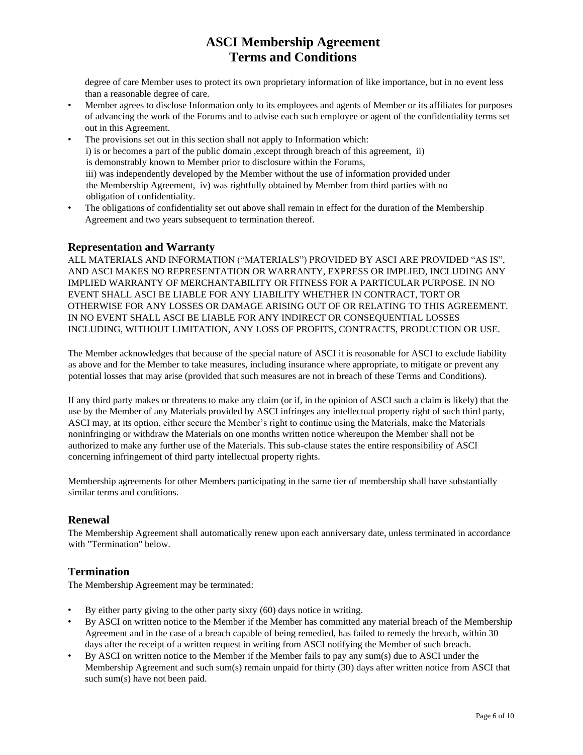# ASCI Membership Agreement
# Terms and Conditions

degree of care Member uses to protect its own proprietary information of like importance, but in no event less than a reasonable degree of care.

- Member agrees to disclose Information only to its employees and agents of Member or its affiliates for purposes of advancing the work of the Forums and to advise each such employee or agent of the confidentiality terms set out in this Agreement.
- The provisions set out in this section shall not apply to Information which:
  i) is or becomes a part of the public domain ,except through breach of this agreement, ii) is demonstrably known to Member prior to disclosure within the Forums,
  iii) was independently developed by the Member without the use of information provided under the Membership Agreement, iv) was rightfully obtained by Member from third parties with no obligation of confidentiality.
- The obligations of confidentiality set out above shall remain in effect for the duration of the Membership Agreement and two years subsequent to termination thereof.

## Representation and Warranty

ALL MATERIALS AND INFORMATION ("MATERIALS") PROVIDED BY ASCI ARE PROVIDED "AS IS", AND ASCI MAKES NO REPRESENTATION OR WARRANTY, EXPRESS OR IMPLIED, INCLUDING ANY IMPLIED WARRANTY OF MERCHANTABILITY OR FITNESS FOR A PARTICULAR PURPOSE. IN NO EVENT SHALL ASCI BE LIABLE FOR ANY LIABILITY WHETHER IN CONTRACT, TORT OR OTHERWISE FOR ANY LOSSES OR DAMAGE ARISING OUT OF OR RELATING TO THIS AGREEMENT. IN NO EVENT SHALL ASCI BE LIABLE FOR ANY INDIRECT OR CONSEQUENTIAL LOSSES INCLUDING, WITHOUT LIMITATION, ANY LOSS OF PROFITS, CONTRACTS, PRODUCTION OR USE.

The Member acknowledges that because of the special nature of ASCI it is reasonable for ASCI to exclude liability as above and for the Member to take measures, including insurance where appropriate, to mitigate or prevent any potential losses that may arise (provided that such measures are not in breach of these Terms and Conditions).

If any third party makes or threatens to make any claim (or if, in the opinion of ASCI such a claim is likely) that the use by the Member of any Materials provided by ASCI infringes any intellectual property right of such third party, ASCI may, at its option, either secure the Member's right to continue using the Materials, make the Materials noninfringing or withdraw the Materials on one months written notice whereupon the Member shall not be authorized to make any further use of the Materials. This sub-clause states the entire responsibility of ASCI concerning infringement of third party intellectual property rights.

Membership agreements for other Members participating in the same tier of membership shall have substantially similar terms and conditions.

## Renewal

The Membership Agreement shall automatically renew upon each anniversary date, unless terminated in accordance with "Termination" below.

## Termination

The Membership Agreement may be terminated:

- By either party giving to the other party sixty (60) days notice in writing.
- By ASCI on written notice to the Member if the Member has committed any material breach of the Membership Agreement and in the case of a breach capable of being remedied, has failed to remedy the breach, within 30 days after the receipt of a written request in writing from ASCI notifying the Member of such breach.
- By ASCI on written notice to the Member if the Member fails to pay any sum(s) due to ASCI under the Membership Agreement and such sum(s) remain unpaid for thirty (30) days after written notice from ASCI that such sum(s) have not been paid.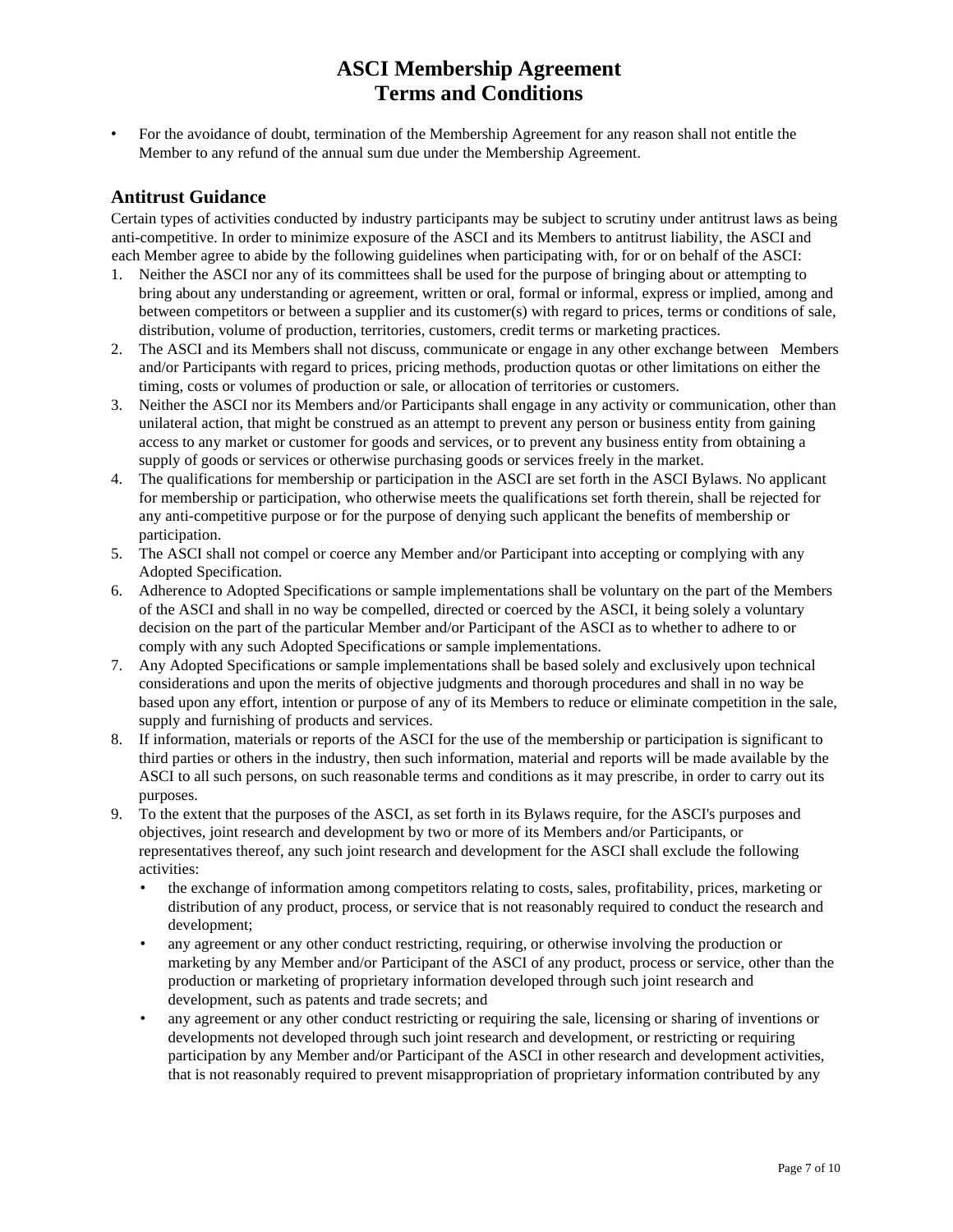# ASCI Membership Agreement
# Terms and Conditions

- For the avoidance of doubt, termination of the Membership Agreement for any reason shall not entitle the Member to any refund of the annual sum due under the Membership Agreement.

## Antitrust Guidance

Certain types of activities conducted by industry participants may be subject to scrutiny under antitrust laws as being anti-competitive. In order to minimize exposure of the ASCI and its Members to antitrust liability, the ASCI and each Member agree to abide by the following guidelines when participating with, for or on behalf of the ASCI:

1. Neither the ASCI nor any of its committees shall be used for the purpose of bringing about or attempting to bring about any understanding or agreement, written or oral, formal or informal, express or implied, among and between competitors or between a supplier and its customer(s) with regard to prices, terms or conditions of sale, distribution, volume of production, territories, customers, credit terms or marketing practices.
2. The ASCI and its Members shall not discuss, communicate or engage in any other exchange between Members and/or Participants with regard to prices, pricing methods, production quotas or other limitations on either the timing, costs or volumes of production or sale, or allocation of territories or customers.
3. Neither the ASCI nor its Members and/or Participants shall engage in any activity or communication, other than unilateral action, that might be construed as an attempt to prevent any person or business entity from gaining access to any market or customer for goods and services, or to prevent any business entity from obtaining a supply of goods or services or otherwise purchasing goods or services freely in the market.
4. The qualifications for membership or participation in the ASCI are set forth in the ASCI Bylaws. No applicant for membership or participation, who otherwise meets the qualifications set forth therein, shall be rejected for any anti-competitive purpose or for the purpose of denying such applicant the benefits of membership or participation.
5. The ASCI shall not compel or coerce any Member and/or Participant into accepting or complying with any Adopted Specification.
6. Adherence to Adopted Specifications or sample implementations shall be voluntary on the part of the Members of the ASCI and shall in no way be compelled, directed or coerced by the ASCI, it being solely a voluntary decision on the part of the particular Member and/or Participant of the ASCI as to whether to adhere to or comply with any such Adopted Specifications or sample implementations.
7. Any Adopted Specifications or sample implementations shall be based solely and exclusively upon technical considerations and upon the merits of objective judgments and thorough procedures and shall in no way be based upon any effort, intention or purpose of any of its Members to reduce or eliminate competition in the sale, supply and furnishing of products and services.
8. If information, materials or reports of the ASCI for the use of the membership or participation is significant to third parties or others in the industry, then such information, material and reports will be made available by the ASCI to all such persons, on such reasonable terms and conditions as it may prescribe, in order to carry out its purposes.
9. To the extent that the purposes of the ASCI, as set forth in its Bylaws require, for the ASCI's purposes and objectives, joint research and development by two or more of its Members and/or Participants, or representatives thereof, any such joint research and development for the ASCI shall exclude the following activities:
   - the exchange of information among competitors relating to costs, sales, profitability, prices, marketing or distribution of any product, process, or service that is not reasonably required to conduct the research and development;
   - any agreement or any other conduct restricting, requiring, or otherwise involving the production or marketing by any Member and/or Participant of the ASCI of any product, process or service, other than the production or marketing of proprietary information developed through such joint research and development, such as patents and trade secrets; and
   - any agreement or any other conduct restricting or requiring the sale, licensing or sharing of inventions or developments not developed through such joint research and development, or restricting or requiring participation by any Member and/or Participant of the ASCI in other research and development activities, that is not reasonably required to prevent misappropriation of proprietary information contributed by any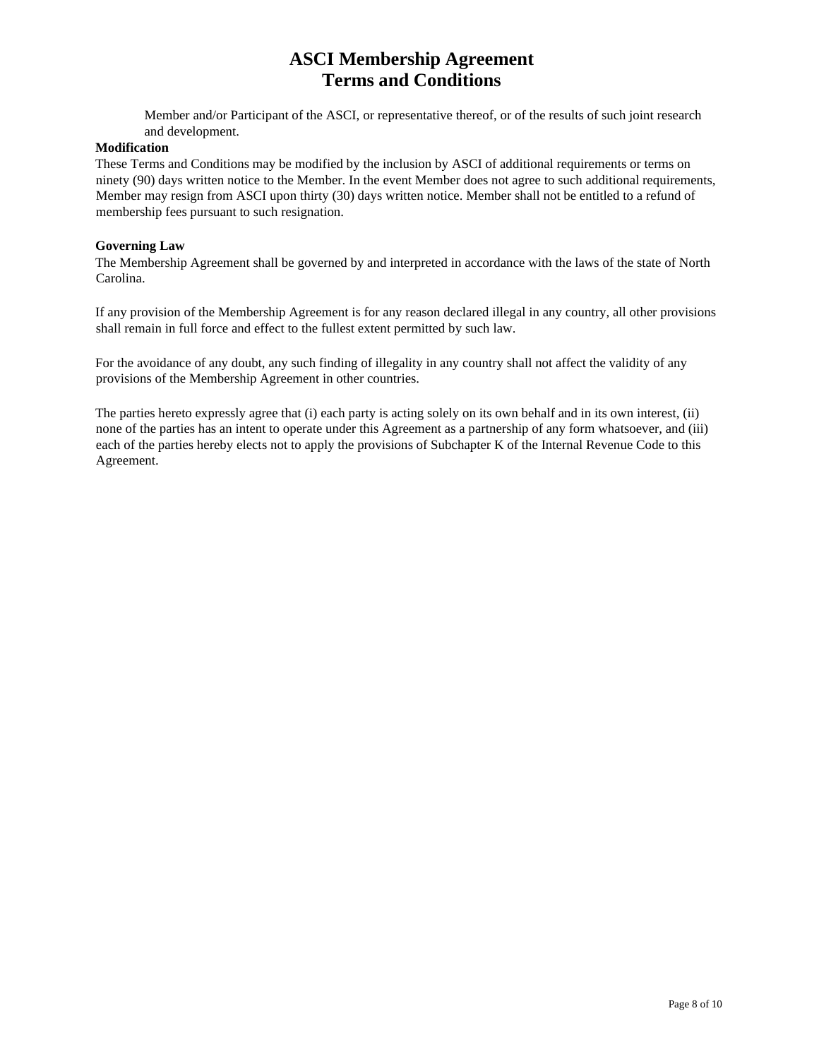Member and/or Participant of the ASCI, or representative thereof, or of the results of such joint research and development.

**Modification**

These Terms and Conditions may be modified by the inclusion by ASCI of additional requirements or terms on ninety (90) days written notice to the Member. In the event Member does not agree to such additional requirements, Member may resign from ASCI upon thirty (30) days written notice. Member shall not be entitled to a refund of membership fees pursuant to such resignation.

**Governing Law**

The Membership Agreement shall be governed by and interpreted in accordance with the laws of the state of North Carolina.

If any provision of the Membership Agreement is for any reason declared illegal in any country, all other provisions shall remain in full force and effect to the fullest extent permitted by such law.

For the avoidance of any doubt, any such finding of illegality in any country shall not affect the validity of any provisions of the Membership Agreement in other countries.

The parties hereto expressly agree that (i) each party is acting solely on its own behalf and in its own interest, (ii) none of the parties has an intent to operate under this Agreement as a partnership of any form whatsoever, and (iii) each of the parties hereby elects not to apply the provisions of Subchapter K of the Internal Revenue Code to this Agreement.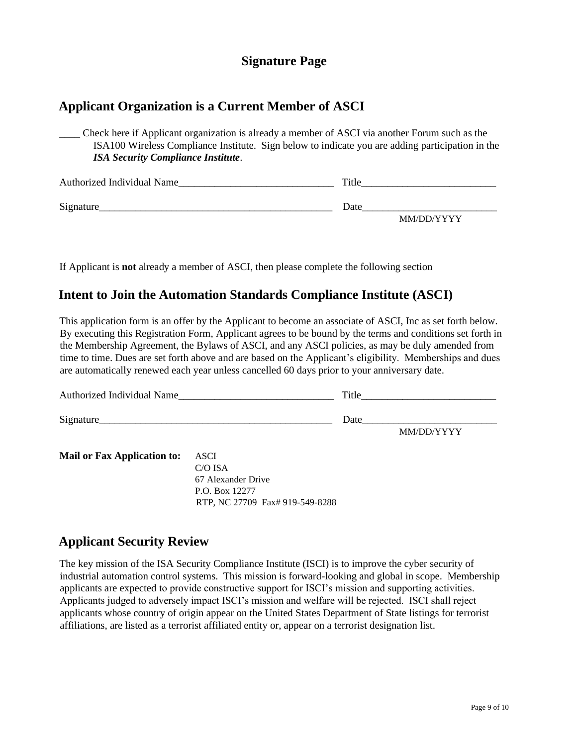# Signature Page

## Applicant Organization is a Current Member of ASCI

____ Check here if Applicant organization is already a member of ASCI via another Forum such as the ISA100 Wireless Compliance Institute. Sign below to indicate you are adding participation in the ***ISA Security Compliance Institute***.

Authorized Individual Name______________________________ Title_________________________

Signature_____________________________________________ Date_________________________
MM/DD/YYYY

If Applicant is **not** already a member of ASCI, then please complete the following section

## Intent to Join the Automation Standards Compliance Institute (ASCI)

This application form is an offer by the Applicant to become an associate of ASCI, Inc as set forth below. By executing this Registration Form, Applicant agrees to be bound by the terms and conditions set forth in the Membership Agreement, the Bylaws of ASCI, and any ASCI policies, as may be duly amended from time to time. Dues are set forth above and are based on the Applicant's eligibility. Memberships and dues are automatically renewed each year unless cancelled 60 days prior to your anniversary date.

Authorized Individual Name______________________________ Title_________________________

Signature_____________________________________________ Date_________________________
MM/DD/YYYY

**Mail or Fax Application to:** ASCI
C/O ISA
67 Alexander Drive
P.O. Box 12277
RTP, NC 27709 Fax# 919-549-8288

## Applicant Security Review

The key mission of the ISA Security Compliance Institute (ISCI) is to improve the cyber security of industrial automation control systems. This mission is forward-looking and global in scope. Membership applicants are expected to provide constructive support for ISCI's mission and supporting activities. Applicants judged to adversely impact ISCI's mission and welfare will be rejected. ISCI shall reject applicants whose country of origin appear on the United States Department of State listings for terrorist affiliations, are listed as a terrorist affiliated entity or, appear on a terrorist designation list.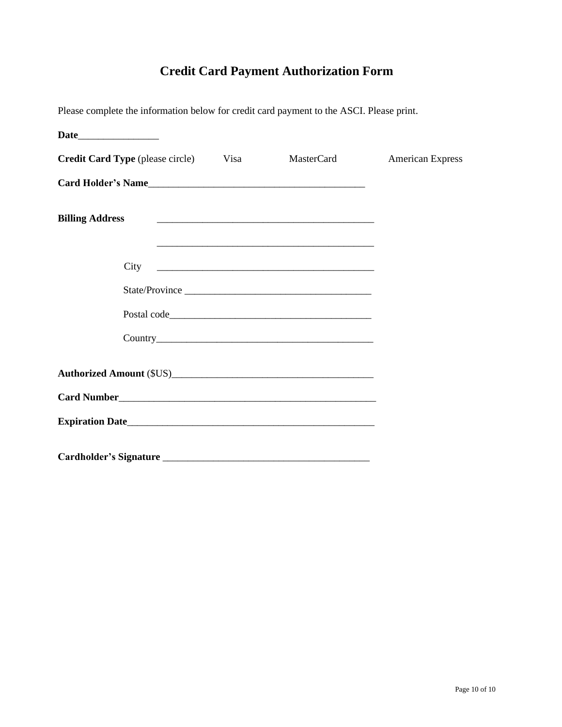# Credit Card Payment Authorization Form

Please complete the information below for credit card payment to the ASCI. Please print.

**Date**________________

**Credit Card Type** (please circle)      Visa      MasterCard      American Express

**Card Holder's Name**____________________________________________

**Billing Address** ____________________________________________

____________________________________________

City ____________________________________________

State/Province _____________________________________

Postal code________________________________________

Country___________________________________________

**Authorized Amount** ($US)________________________________________

**Card Number**_____________________________________________________

**Expiration Date**__________________________________________________

**Cardholder's Signature** __________________________________________